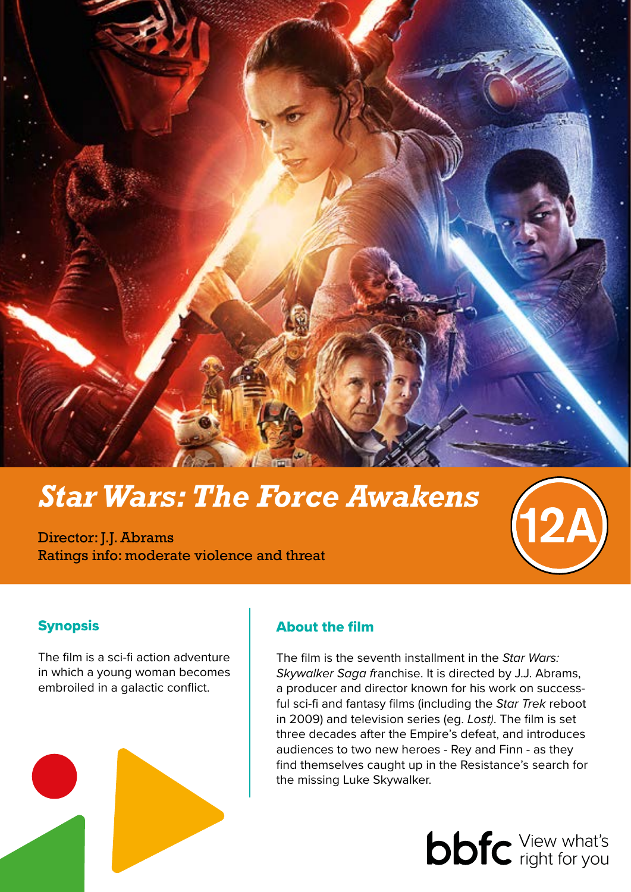# *Star Wars: The Force Awakens*

Director: J.J. Abrams
Ratings info: moderate violence and threat

12A

## Synopsis

The film is a sci-fi action adventure in which a young woman becomes embroiled in a galactic conflict.

## About the film

The film is the seventh installment in the *Star Wars: Skywalker Saga f*ranchise. It is directed by J.J. Abrams, a producer and director known for his work on successful sci-fi and fantasy films (including the *Star Trek* reboot in 2009) and television series (eg. *Lost)*. The film is set three decades after the Empire's defeat, and introduces audiences to two new heroes - Rey and Finn - as they find themselves caught up in the Resistance's search for the missing Luke Skywalker.

bbfc View what's right for you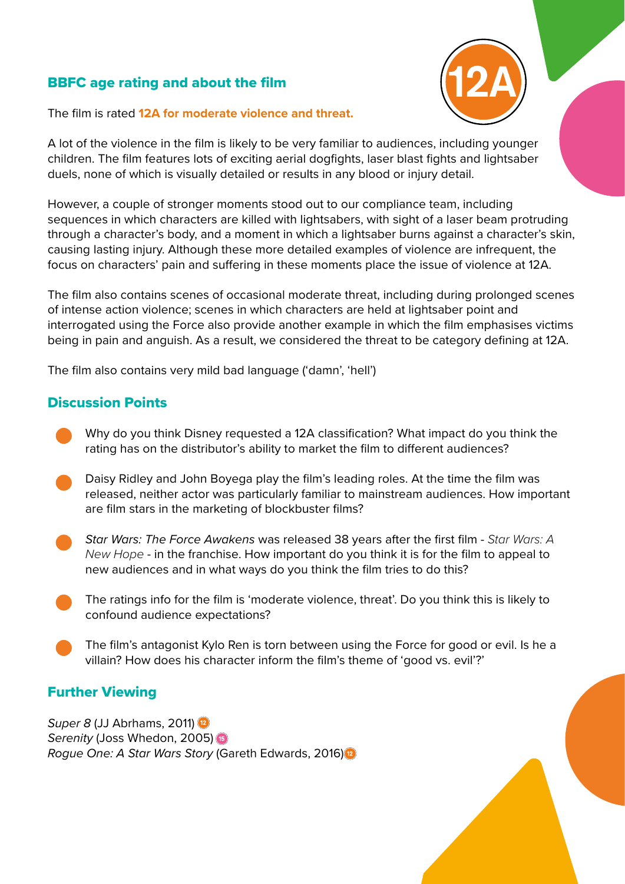## BBFC age rating and about the film

The film is rated **12A for moderate violence and threat.**

A lot of the violence in the film is likely to be very familiar to audiences, including younger children. The film features lots of exciting aerial dogfights, laser blast fights and lightsaber duels, none of which is visually detailed or results in any blood or injury detail.

However, a couple of stronger moments stood out to our compliance team, including sequences in which characters are killed with lightsabers, with sight of a laser beam protruding through a character's body, and a moment in which a lightsaber burns against a character's skin, causing lasting injury. Although these more detailed examples of violence are infrequent, the focus on characters' pain and suffering in these moments place the issue of violence at 12A.

The film also contains scenes of occasional moderate threat, including during prolonged scenes of intense action violence; scenes in which characters are held at lightsaber point and interrogated using the Force also provide another example in which the film emphasises victims being in pain and anguish. As a result, we considered the threat to be category defining at 12A.

The film also contains very mild bad language ('damn', 'hell')

## Discussion Points

- Why do you think Disney requested a 12A classification? What impact do you think the rating has on the distributor's ability to market the film to different audiences?
- Daisy Ridley and John Boyega play the film's leading roles. At the time the film was released, neither actor was particularly familiar to mainstream audiences. How important are film stars in the marketing of blockbuster films?
- *Star Wars: The Force Awakens* was released 38 years after the first film - *Star Wars: A New Hope* - in the franchise. How important do you think it is for the film to appeal to new audiences and in what ways do you think the film tries to do this?
- The ratings info for the film is 'moderate violence, threat'. Do you think this is likely to confound audience expectations?
- The film's antagonist Kylo Ren is torn between using the Force for good or evil. Is he a villain? How does his character inform the film's theme of 'good vs. evil'?'

## Further Viewing

*Super 8* (JJ Abrhams, 2011) 12
*Serenity* (Joss Whedon, 2005) 15
*Rogue One: A Star Wars Story* (Gareth Edwards, 2016) 12